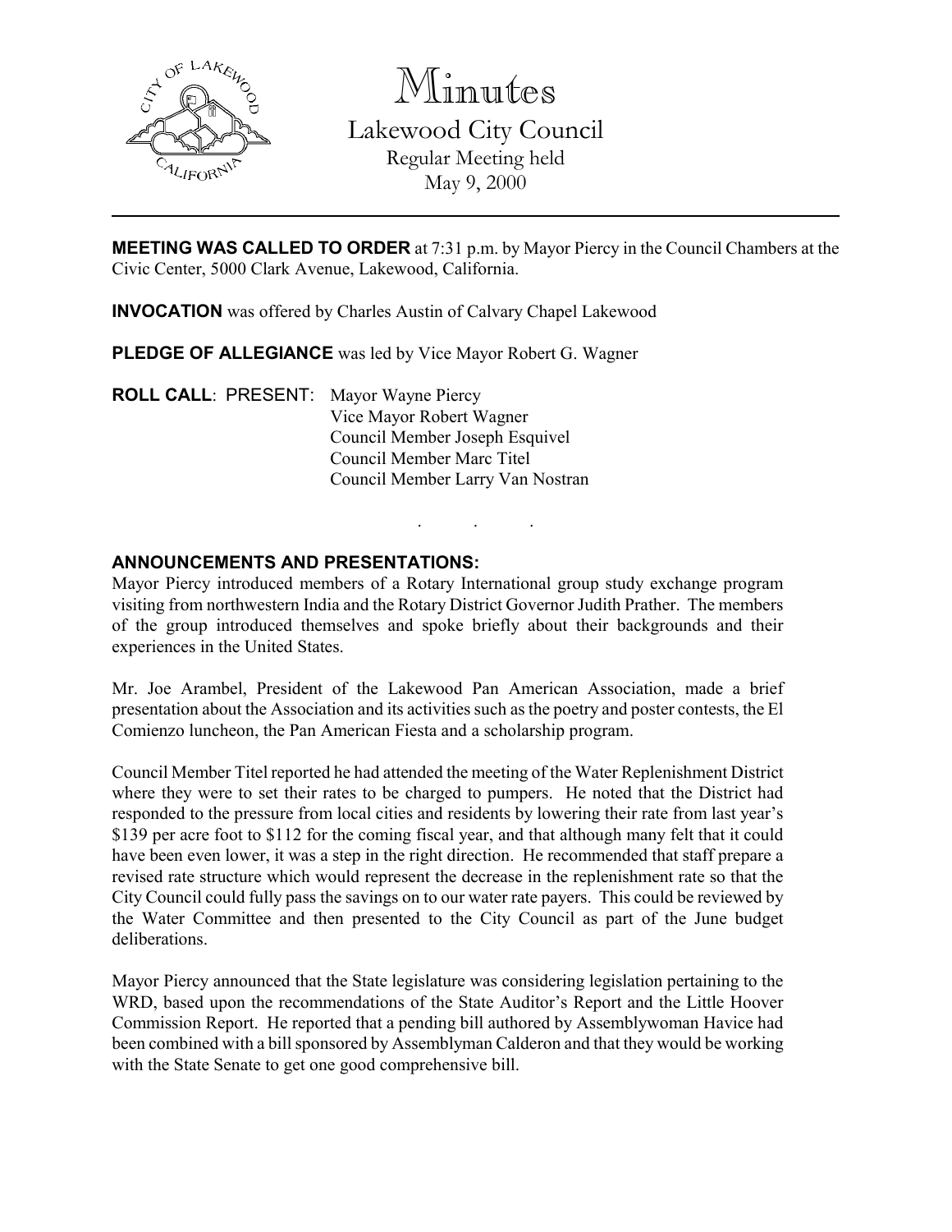# Minutes

## Lakewood City Council

Regular Meeting held
May 9, 2000

---

**MEETING WAS CALLED TO ORDER** at 7:31 p.m. by Mayor Piercy in the Council Chambers at the Civic Center, 5000 Clark Avenue, Lakewood, California.

**INVOCATION** was offered by Charles Austin of Calvary Chapel Lakewood

**PLEDGE OF ALLEGIANCE** was led by Vice Mayor Robert G. Wagner

**ROLL CALL**: PRESENT: Mayor Wayne Piercy
Vice Mayor Robert Wagner
Council Member Joseph Esquivel
Council Member Marc Titel
Council Member Larry Van Nostran

. . .

**ANNOUNCEMENTS AND PRESENTATIONS:**

Mayor Piercy introduced members of a Rotary International group study exchange program visiting from northwestern India and the Rotary District Governor Judith Prather. The members of the group introduced themselves and spoke briefly about their backgrounds and their experiences in the United States.

Mr. Joe Arambel, President of the Lakewood Pan American Association, made a brief presentation about the Association and its activities such as the poetry and poster contests, the El Comienzo luncheon, the Pan American Fiesta and a scholarship program.

Council Member Titel reported he had attended the meeting of the Water Replenishment District where they were to set their rates to be charged to pumpers. He noted that the District had responded to the pressure from local cities and residents by lowering their rate from last year's $139 per acre foot to $112 for the coming fiscal year, and that although many felt that it could have been even lower, it was a step in the right direction. He recommended that staff prepare a revised rate structure which would represent the decrease in the replenishment rate so that the City Council could fully pass the savings on to our water rate payers. This could be reviewed by the Water Committee and then presented to the City Council as part of the June budget deliberations.

Mayor Piercy announced that the State legislature was considering legislation pertaining to the WRD, based upon the recommendations of the State Auditor's Report and the Little Hoover Commission Report. He reported that a pending bill authored by Assemblywoman Havice had been combined with a bill sponsored by Assemblyman Calderon and that they would be working with the State Senate to get one good comprehensive bill.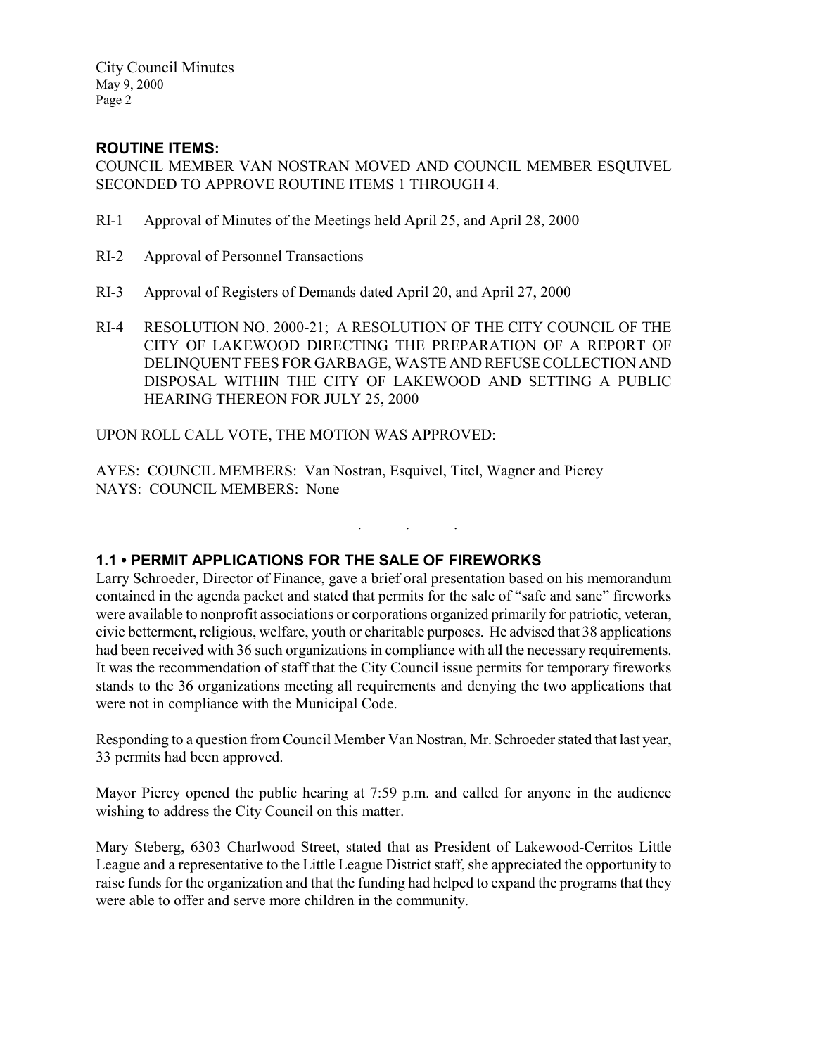## ROUTINE ITEMS:

COUNCIL MEMBER VAN NOSTRAN MOVED AND COUNCIL MEMBER ESQUIVEL SECONDED TO APPROVE ROUTINE ITEMS 1 THROUGH 4.

RI-1 Approval of Minutes of the Meetings held April 25, and April 28, 2000

RI-2 Approval of Personnel Transactions

RI-3 Approval of Registers of Demands dated April 20, and April 27, 2000

RI-4 RESOLUTION NO. 2000-21; A RESOLUTION OF THE CITY COUNCIL OF THE CITY OF LAKEWOOD DIRECTING THE PREPARATION OF A REPORT OF DELINQUENT FEES FOR GARBAGE, WASTE AND REFUSE COLLECTION AND DISPOSAL WITHIN THE CITY OF LAKEWOOD AND SETTING A PUBLIC HEARING THEREON FOR JULY 25, 2000

UPON ROLL CALL VOTE, THE MOTION WAS APPROVED:

AYES: COUNCIL MEMBERS: Van Nostran, Esquivel, Titel, Wagner and Piercy
NAYS: COUNCIL MEMBERS: None

. . .

## 1.1 • PERMIT APPLICATIONS FOR THE SALE OF FIREWORKS

Larry Schroeder, Director of Finance, gave a brief oral presentation based on his memorandum contained in the agenda packet and stated that permits for the sale of "safe and sane" fireworks were available to nonprofit associations or corporations organized primarily for patriotic, veteran, civic betterment, religious, welfare, youth or charitable purposes. He advised that 38 applications had been received with 36 such organizations in compliance with all the necessary requirements. It was the recommendation of staff that the City Council issue permits for temporary fireworks stands to the 36 organizations meeting all requirements and denying the two applications that were not in compliance with the Municipal Code.

Responding to a question from Council Member Van Nostran, Mr. Schroeder stated that last year, 33 permits had been approved.

Mayor Piercy opened the public hearing at 7:59 p.m. and called for anyone in the audience wishing to address the City Council on this matter.

Mary Steberg, 6303 Charlwood Street, stated that as President of Lakewood-Cerritos Little League and a representative to the Little League District staff, she appreciated the opportunity to raise funds for the organization and that the funding had helped to expand the programs that they were able to offer and serve more children in the community.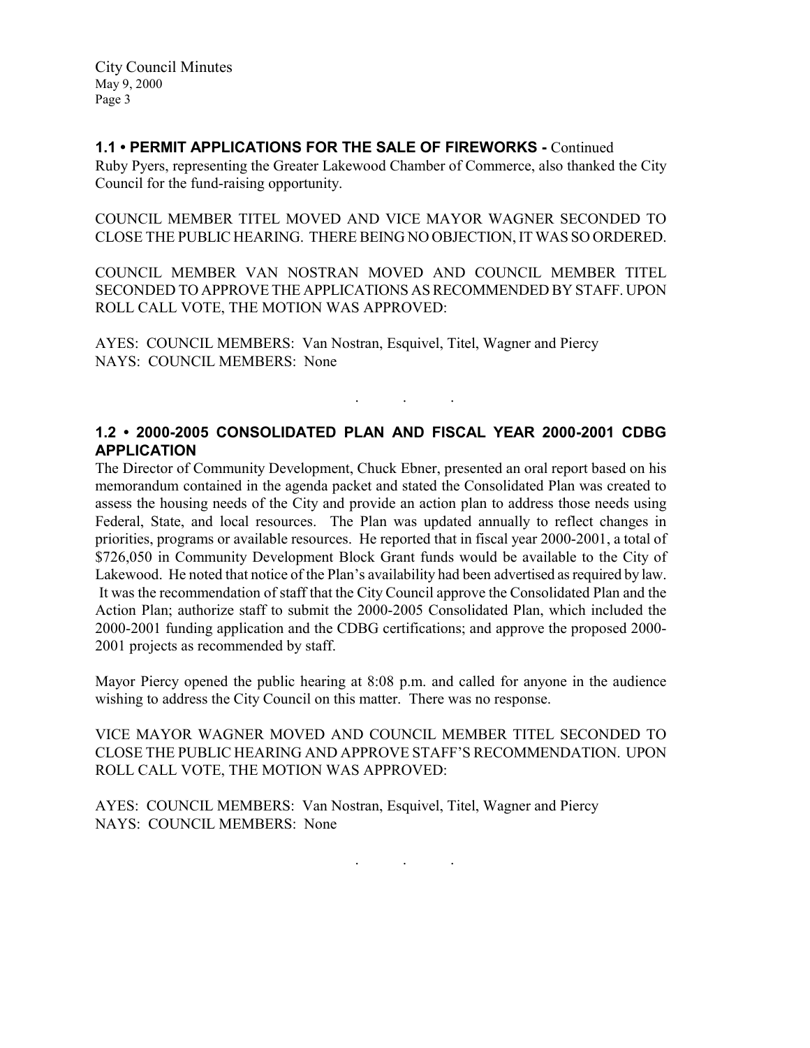## 1.1 • PERMIT APPLICATIONS FOR THE SALE OF FIREWORKS - Continued

Ruby Pyers, representing the Greater Lakewood Chamber of Commerce, also thanked the City Council for the fund-raising opportunity.

COUNCIL MEMBER TITEL MOVED AND VICE MAYOR WAGNER SECONDED TO CLOSE THE PUBLIC HEARING. THERE BEING NO OBJECTION, IT WAS SO ORDERED.

COUNCIL MEMBER VAN NOSTRAN MOVED AND COUNCIL MEMBER TITEL SECONDED TO APPROVE THE APPLICATIONS AS RECOMMENDED BY STAFF. UPON ROLL CALL VOTE, THE MOTION WAS APPROVED:

AYES: COUNCIL MEMBERS: Van Nostran, Esquivel, Titel, Wagner and Piercy
NAYS: COUNCIL MEMBERS: None

. . .

## 1.2 • 2000-2005 CONSOLIDATED PLAN AND FISCAL YEAR 2000-2001 CDBG APPLICATION

The Director of Community Development, Chuck Ebner, presented an oral report based on his memorandum contained in the agenda packet and stated the Consolidated Plan was created to assess the housing needs of the City and provide an action plan to address those needs using Federal, State, and local resources. The Plan was updated annually to reflect changes in priorities, programs or available resources. He reported that in fiscal year 2000-2001, a total of $726,050 in Community Development Block Grant funds would be available to the City of Lakewood. He noted that notice of the Plan's availability had been advertised as required by law. It was the recommendation of staff that the City Council approve the Consolidated Plan and the Action Plan; authorize staff to submit the 2000-2005 Consolidated Plan, which included the 2000-2001 funding application and the CDBG certifications; and approve the proposed 2000-2001 projects as recommended by staff.

Mayor Piercy opened the public hearing at 8:08 p.m. and called for anyone in the audience wishing to address the City Council on this matter. There was no response.

VICE MAYOR WAGNER MOVED AND COUNCIL MEMBER TITEL SECONDED TO CLOSE THE PUBLIC HEARING AND APPROVE STAFF'S RECOMMENDATION. UPON ROLL CALL VOTE, THE MOTION WAS APPROVED:

AYES: COUNCIL MEMBERS: Van Nostran, Esquivel, Titel, Wagner and Piercy
NAYS: COUNCIL MEMBERS: None

. . .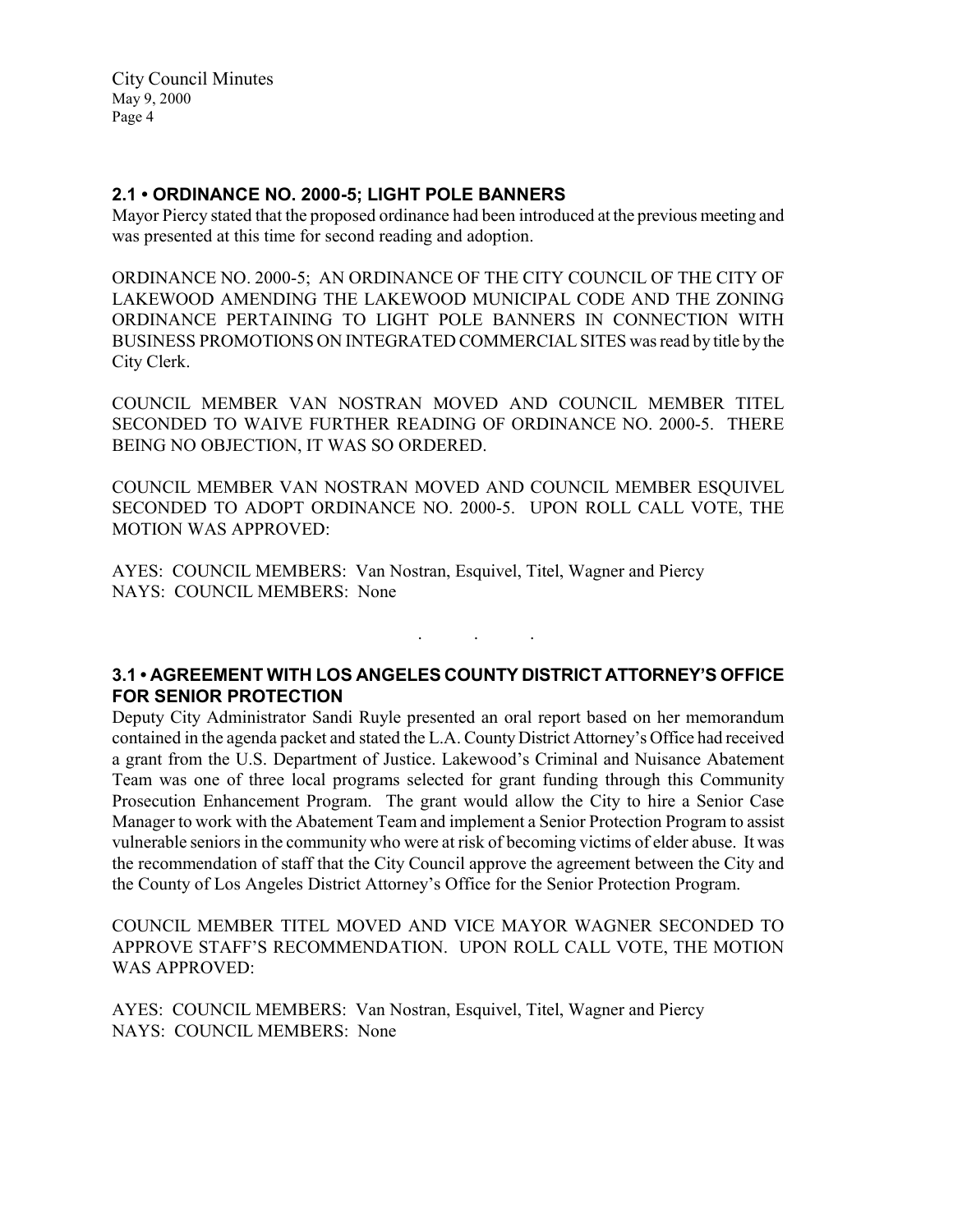## 2.1 • ORDINANCE NO. 2000-5; LIGHT POLE BANNERS

Mayor Piercy stated that the proposed ordinance had been introduced at the previous meeting and was presented at this time for second reading and adoption.

ORDINANCE NO. 2000-5; AN ORDINANCE OF THE CITY COUNCIL OF THE CITY OF LAKEWOOD AMENDING THE LAKEWOOD MUNICIPAL CODE AND THE ZONING ORDINANCE PERTAINING TO LIGHT POLE BANNERS IN CONNECTION WITH BUSINESS PROMOTIONS ON INTEGRATED COMMERCIAL SITES was read by title by the City Clerk.

COUNCIL MEMBER VAN NOSTRAN MOVED AND COUNCIL MEMBER TITEL SECONDED TO WAIVE FURTHER READING OF ORDINANCE NO. 2000-5. THERE BEING NO OBJECTION, IT WAS SO ORDERED.

COUNCIL MEMBER VAN NOSTRAN MOVED AND COUNCIL MEMBER ESQUIVEL SECONDED TO ADOPT ORDINANCE NO. 2000-5. UPON ROLL CALL VOTE, THE MOTION WAS APPROVED:

AYES: COUNCIL MEMBERS: Van Nostran, Esquivel, Titel, Wagner and Piercy
NAYS: COUNCIL MEMBERS: None

. . .

## 3.1 • AGREEMENT WITH LOS ANGELES COUNTY DISTRICT ATTORNEY'S OFFICE FOR SENIOR PROTECTION

Deputy City Administrator Sandi Ruyle presented an oral report based on her memorandum contained in the agenda packet and stated the L.A. County District Attorney's Office had received a grant from the U.S. Department of Justice. Lakewood's Criminal and Nuisance Abatement Team was one of three local programs selected for grant funding through this Community Prosecution Enhancement Program. The grant would allow the City to hire a Senior Case Manager to work with the Abatement Team and implement a Senior Protection Program to assist vulnerable seniors in the community who were at risk of becoming victims of elder abuse. It was the recommendation of staff that the City Council approve the agreement between the City and the County of Los Angeles District Attorney's Office for the Senior Protection Program.

COUNCIL MEMBER TITEL MOVED AND VICE MAYOR WAGNER SECONDED TO APPROVE STAFF'S RECOMMENDATION. UPON ROLL CALL VOTE, THE MOTION WAS APPROVED:

AYES: COUNCIL MEMBERS: Van Nostran, Esquivel, Titel, Wagner and Piercy
NAYS: COUNCIL MEMBERS: None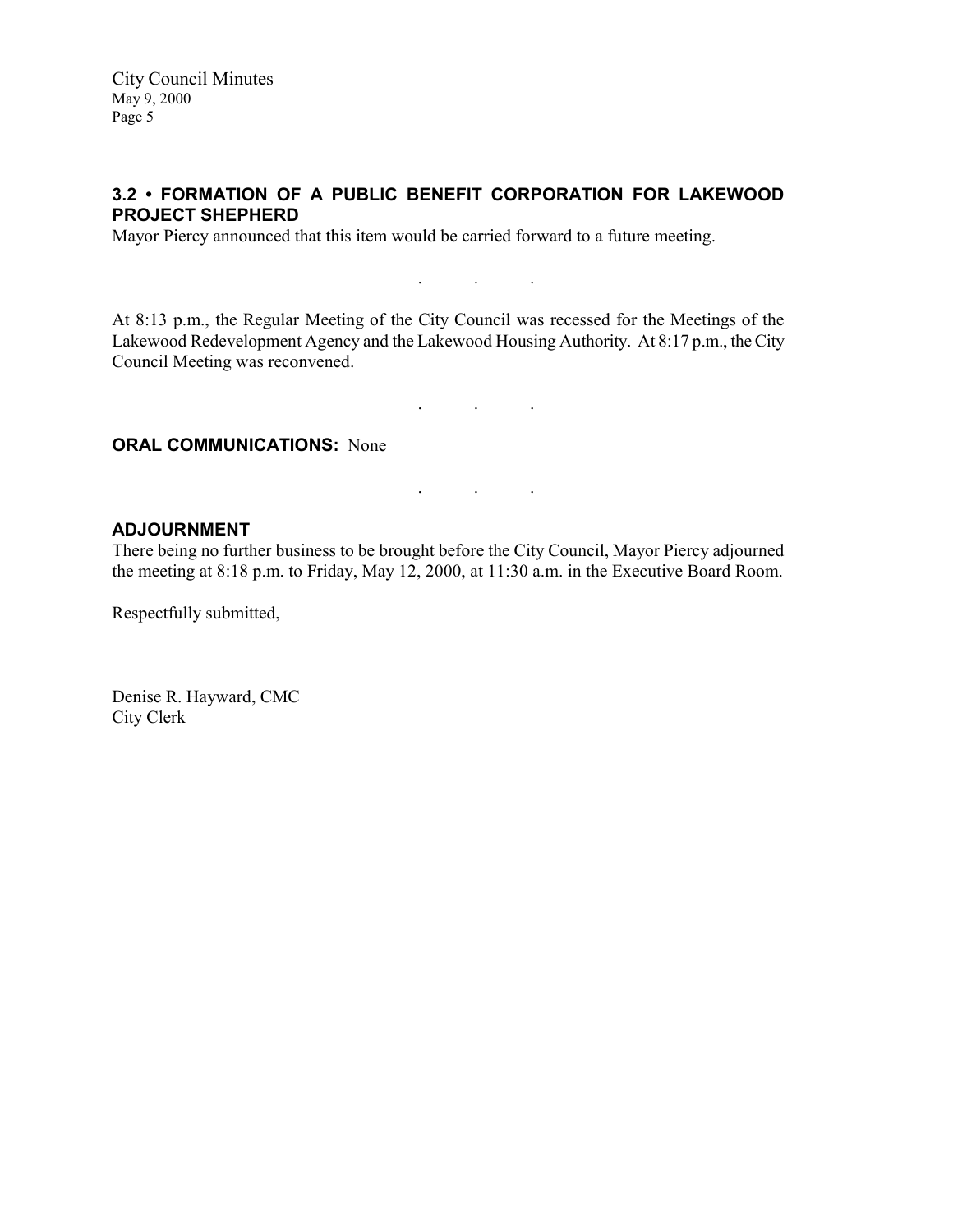### 3.2 • FORMATION OF A PUBLIC BENEFIT CORPORATION FOR LAKEWOOD PROJECT SHEPHERD

Mayor Piercy announced that this item would be carried forward to a future meeting.

. . .

At 8:13 p.m., the Regular Meeting of the City Council was recessed for the Meetings of the Lakewood Redevelopment Agency and the Lakewood Housing Authority. At 8:17 p.m., the City Council Meeting was reconvened.

. . .

**ORAL COMMUNICATIONS:** None

. . .

### ADJOURNMENT

There being no further business to be brought before the City Council, Mayor Piercy adjourned the meeting at 8:18 p.m. to Friday, May 12, 2000, at 11:30 a.m. in the Executive Board Room.

Respectfully submitted,

Denise R. Hayward, CMC
City Clerk